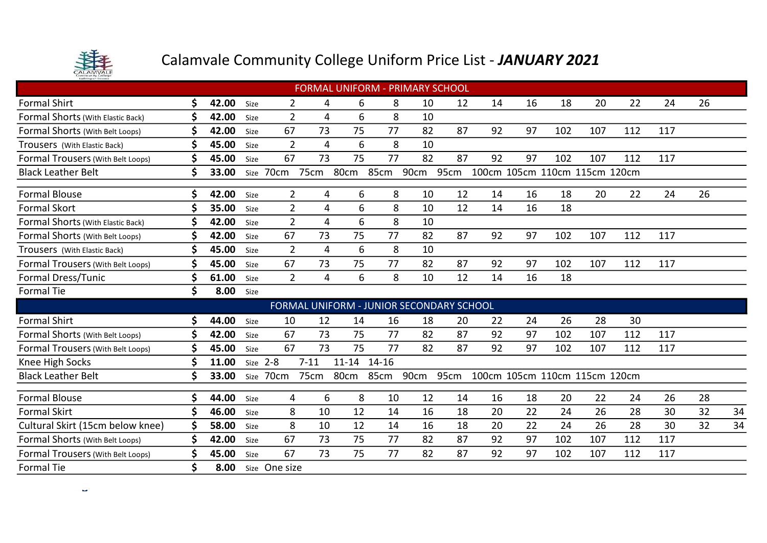# Calamvale Community College Uniform Price List - ***JANUARY 2021***

| | | | | | | | | | | | | | | | | |
|---|---|---|---|---|---|---|---|---|---|---|---|---|---|---|---|---|
| **FORMAL UNIFORM - PRIMARY SCHOOL** | | | | | | | | | | | | | | | | |
| Formal Shirt | **$ 42.00** | Size | 2 | 4 | 6 | 8 | 10 | 12 | 14 | 16 | 18 | 20 | 22 | 24 | 26 | |
| Formal Shorts (With Elastic Back) | **$ 42.00** | Size | 2 | 4 | 6 | 8 | 10 | | | | | | | | | |
| Formal Shorts (With Belt Loops) | **$ 42.00** | Size | 67 | 73 | 75 | 77 | 82 | 87 | 92 | 97 | 102 | 107 | 112 | 117 | | |
| Trousers (With Elastic Back) | **$ 45.00** | Size | 2 | 4 | 6 | 8 | 10 | | | | | | | | | |
| Formal Trousers (With Belt Loops) | **$ 45.00** | Size | 67 | 73 | 75 | 77 | 82 | 87 | 92 | 97 | 102 | 107 | 112 | 117 | | |
| Black Leather Belt | **$ 33.00** | Size | 70cm | 75cm | 80cm | 85cm | 90cm | 95cm | 100cm | 105cm | 110cm | 115cm | 120cm | | | |
| Formal Blouse | **$ 42.00** | Size | 2 | 4 | 6 | 8 | 10 | 12 | 14 | 16 | 18 | 20 | 22 | 24 | 26 | |
| Formal Skort | **$ 35.00** | Size | 2 | 4 | 6 | 8 | 10 | 12 | 14 | 16 | 18 | | | | | |
| Formal Shorts (With Elastic Back) | **$ 42.00** | Size | 2 | 4 | 6 | 8 | 10 | | | | | | | | | |
| Formal Shorts (With Belt Loops) | **$ 42.00** | Size | 67 | 73 | 75 | 77 | 82 | 87 | 92 | 97 | 102 | 107 | 112 | 117 | | |
| Trousers (With Elastic Back) | **$ 45.00** | Size | 2 | 4 | 6 | 8 | 10 | | | | | | | | | |
| Formal Trousers (With Belt Loops) | **$ 45.00** | Size | 67 | 73 | 75 | 77 | 82 | 87 | 92 | 97 | 102 | 107 | 112 | 117 | | |
| Formal Dress/Tunic | **$ 61.00** | Size | 2 | 4 | 6 | 8 | 10 | 12 | 14 | 16 | 18 | | | | | |
| Formal Tie | **$ 8.00** | Size | | | | | | | | | | | | | | |
| **FORMAL UNIFORM - JUNIOR SECONDARY SCHOOL** | | | | | | | | | | | | | | | | |
| Formal Shirt | **$ 44.00** | Size | 10 | 12 | 14 | 16 | 18 | 20 | 22 | 24 | 26 | 28 | 30 | | | |
| Formal Shorts (With Belt Loops) | **$ 42.00** | Size | 67 | 73 | 75 | 77 | 82 | 87 | 92 | 97 | 102 | 107 | 112 | 117 | | |
| Formal Trousers (With Belt Loops) | **$ 45.00** | Size | 67 | 73 | 75 | 77 | 82 | 87 | 92 | 97 | 102 | 107 | 112 | 117 | | |
| Knee High Socks | **$ 11.00** | Size | 2-8 | 7-11 | 11-14 | 14-16 | | | | | | | | | | |
| Black Leather Belt | **$ 33.00** | Size | 70cm | 75cm | 80cm | 85cm | 90cm | 95cm | 100cm | 105cm | 110cm | 115cm | 120cm | | | |
| Formal Blouse | **$ 44.00** | Size | 4 | 6 | 8 | 10 | 12 | 14 | 16 | 18 | 20 | 22 | 24 | 26 | 28 | |
| Formal Skirt | **$ 46.00** | Size | 8 | 10 | 12 | 14 | 16 | 18 | 20 | 22 | 24 | 26 | 28 | 30 | 32 | 34 |
| Cultural Skirt (15cm below knee) | **$ 58.00** | Size | 8 | 10 | 12 | 14 | 16 | 18 | 20 | 22 | 24 | 26 | 28 | 30 | 32 | 34 |
| Formal Shorts (With Belt Loops) | **$ 42.00** | Size | 67 | 73 | 75 | 77 | 82 | 87 | 92 | 97 | 102 | 107 | 112 | 117 | | |
| Formal Trousers (With Belt Loops) | **$ 45.00** | Size | 67 | 73 | 75 | 77 | 82 | 87 | 92 | 97 | 102 | 107 | 112 | 117 | | |
| Formal Tie | **$ 8.00** | Size | One size | | | | | | | | | | | | | |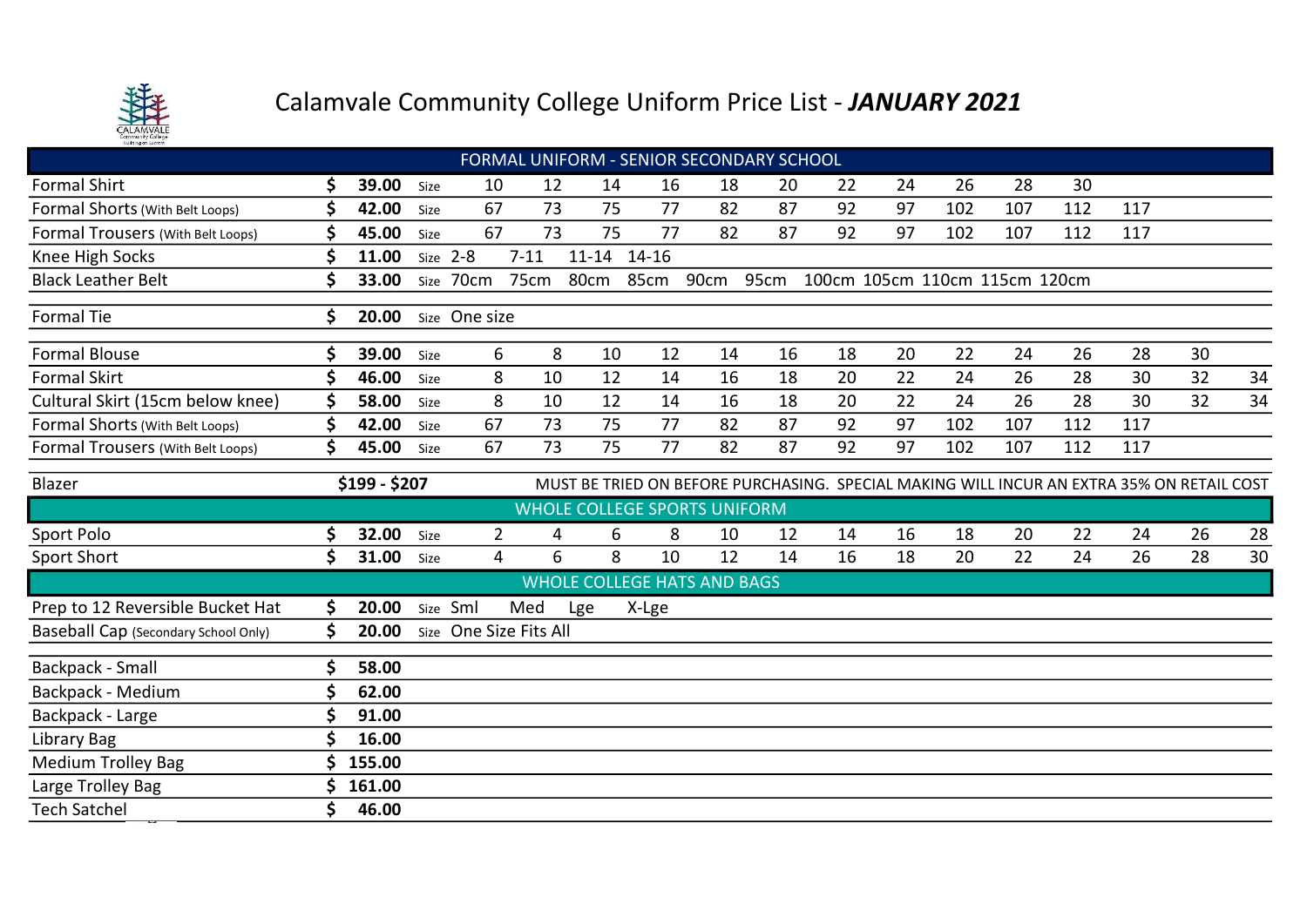# Calamvale Community College Uniform Price List - ***JANUARY 2021***

| | | | | | | | | | | | | | | | | | |
|---|---|---|---|---|---|---|---|---|---|---|---|---|---|---|---|---|---|
| **FORMAL UNIFORM - SENIOR SECONDARY SCHOOL** | | | | | | | | | | | | | | | | | |
| Formal Shirt | $ 39.00 | Size | 10 | 12 | 14 | 16 | 18 | 20 | 22 | 24 | 26 | 28 | 30 | | | | |
| Formal Shorts (With Belt Loops) | $ 42.00 | Size | 67 | 73 | 75 | 77 | 82 | 87 | 92 | 97 | 102 | 107 | 112 | 117 | | | |
| Formal Trousers (With Belt Loops) | $ 45.00 | Size | 67 | 73 | 75 | 77 | 82 | 87 | 92 | 97 | 102 | 107 | 112 | 117 | | | |
| Knee High Socks | $ 11.00 | Size | 2-8 | 7-11 | 11-14 | 14-16 | | | | | | | | | | | |
| Black Leather Belt | $ 33.00 | Size | 70cm | 75cm | 80cm | 85cm | 90cm | 95cm | 100cm | 105cm | 110cm | 115cm | 120cm | | | | |
| Formal Tie | $ 20.00 | Size | One size | | | | | | | | | | | | | | |
| Formal Blouse | $ 39.00 | Size | 6 | 8 | 10 | 12 | 14 | 16 | 18 | 20 | 22 | 24 | 26 | 28 | 30 | | |
| Formal Skirt | $ 46.00 | Size | 8 | 10 | 12 | 14 | 16 | 18 | 20 | 22 | 24 | 26 | 28 | 30 | 32 | 34 | |
| Cultural Skirt (15cm below knee) | $ 58.00 | Size | 8 | 10 | 12 | 14 | 16 | 18 | 20 | 22 | 24 | 26 | 28 | 30 | 32 | 34 | |
| Formal Shorts (With Belt Loops) | $ 42.00 | Size | 67 | 73 | 75 | 77 | 82 | 87 | 92 | 97 | 102 | 107 | 112 | 117 | | | |
| Formal Trousers (With Belt Loops) | $ 45.00 | Size | 67 | 73 | 75 | 77 | 82 | 87 | 92 | 97 | 102 | 107 | 112 | 117 | | | |
| Blazer | $199 - $207 | | MUST BE TRIED ON BEFORE PURCHASING. SPECIAL MAKING WILL INCUR AN EXTRA 35% ON RETAIL COST | | | | | | | | | | | | | | |
| **WHOLE COLLEGE SPORTS UNIFORM** | | | | | | | | | | | | | | | | | |
| Sport Polo | $ 32.00 | Size | 2 | 4 | 6 | 8 | 10 | 12 | 14 | 16 | 18 | 20 | 22 | 24 | 26 | 28 | |
| Sport Short | $ 31.00 | Size | 4 | 6 | 8 | 10 | 12 | 14 | 16 | 18 | 20 | 22 | 24 | 26 | 28 | 30 | |
| **WHOLE COLLEGE HATS AND BAGS** | | | | | | | | | | | | | | | | | |
| Prep to 12 Reversible Bucket Hat | $ 20.00 | Size | Sml | Med | Lge | X-Lge | | | | | | | | | | | |
| Baseball Cap (Secondary School Only) | $ 20.00 | Size | One Size Fits All | | | | | | | | | | | | | | |
| Backpack - Small | $ 58.00 | | | | | | | | | | | | | | | | |
| Backpack - Medium | $ 62.00 | | | | | | | | | | | | | | | | |
| Backpack - Large | $ 91.00 | | | | | | | | | | | | | | | | |
| Library Bag | $ 16.00 | | | | | | | | | | | | | | | | |
| Medium Trolley Bag | $ 155.00 | | | | | | | | | | | | | | | | |
| Large Trolley Bag | $ 161.00 | | | | | | | | | | | | | | | | |
| Tech Satchel | $ 46.00 | | | | | | | | | | | | | | | | |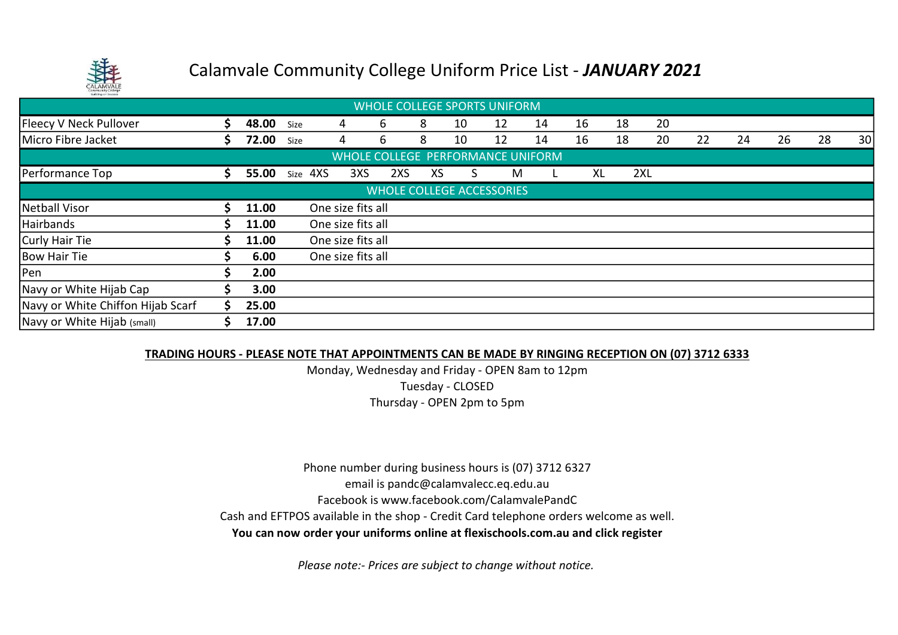# Calamvale Community College Uniform Price List - ***JANUARY 2021***

| | | | | | | | | | | | | | | | | | |
|---|---|---|---|---|---|---|---|---|---|---|---|---|---|---|---|---|---|
| **WHOLE COLLEGE SPORTS UNIFORM** | | | | | | | | | | | | | | | | | |
| Fleecy V Neck Pullover | $ **48.00** | Size | 4 | 6 | 8 | 10 | 12 | 14 | 16 | 18 | 20 | | | | | | |
| Micro Fibre Jacket | $ **72.00** | Size | 4 | 6 | 8 | 10 | 12 | 14 | 16 | 18 | 20 | 22 | 24 | 26 | 28 | 30 | |
| **WHOLE COLLEGE PERFORMANCE UNIFORM** | | | | | | | | | | | | | | | | | |
| Performance Top | $ **55.00** | Size | 4XS | 3XS | 2XS | XS | S | M | L | XL | 2XL | | | | | | |
| **WHOLE COLLEGE ACCESSORIES** | | | | | | | | | | | | | | | | | |
| Netball Visor | $ **11.00** | | One size fits all | | | | | | | | | | | | | | |
| Hairbands | $ **11.00** | | One size fits all | | | | | | | | | | | | | | |
| Curly Hair Tie | $ **11.00** | | One size fits all | | | | | | | | | | | | | | |
| Bow Hair Tie | $ **6.00** | | One size fits all | | | | | | | | | | | | | | |
| Pen | $ **2.00** | | | | | | | | | | | | | | | | |
| Navy or White Hijab Cap | $ **3.00** | | | | | | | | | | | | | | | | |
| Navy or White Chiffon Hijab Scarf | $ **25.00** | | | | | | | | | | | | | | | | |
| Navy or White Hijab (small) | $ **17.00** | | | | | | | | | | | | | | | | |

**TRADING HOURS - PLEASE NOTE THAT APPOINTMENTS CAN BE MADE BY RINGING RECEPTION ON (07) 3712 6333**

Monday, Wednesday and Friday - OPEN 8am to 12pm

Tuesday - CLOSED

Thursday - OPEN 2pm to 5pm

Phone number during business hours is (07) 3712 6327

email is pandc@calamvalecc.eq.edu.au

Facebook is www.facebook.com/CalamvalePandC

Cash and EFTPOS available in the shop - Credit Card telephone orders welcome as well.

**You can now order your uniforms online at flexischools.com.au and click register**

*Please note:- Prices are subject to change without notice.*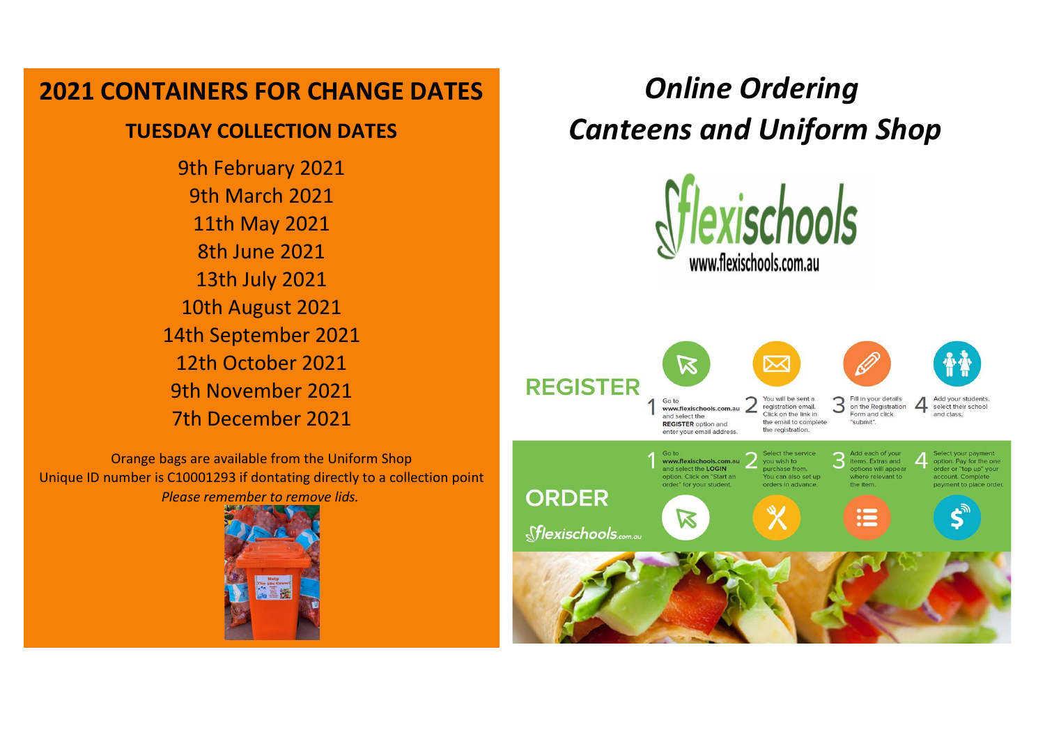# 2021 CONTAINERS FOR CHANGE DATES

## TUESDAY COLLECTION DATES

9th February 2021
9th March 2021
11th May 2021
8th June 2021
13th July 2021
10th August 2021
14th September 2021
12th October 2021
9th November 2021
7th December 2021

Orange bags are available from the Uniform Shop
Unique ID number is C10001293 if dontating directly to a collection point
*Please remember to remove lids.*

# *Online Ordering Canteens and Uniform Shop*

flexischools
www.flexischools.com.au

## REGISTER

1. Go to **www.flexischools.com.au** and select the **REGISTER** option and enter your email address.
2. You will be sent a registration email. Click on the link in the email to complete the registration.
3. Fill in your details on the Registration Form and click "submit".
4. Add your students, select their school and class.

## ORDER

1. Go to **www.flexischools.com.au** and select the **LOGIN** option. Click on "Start an order" for your student.
2. Select the service you wish to purchase from. You can also set up orders in advance.
3. Add each of your items. Extras and options will appear where relevant to the item.
4. Select your payment option. Pay for the one order or "top up" your account. Complete payment to place order.

flexischools.com.au